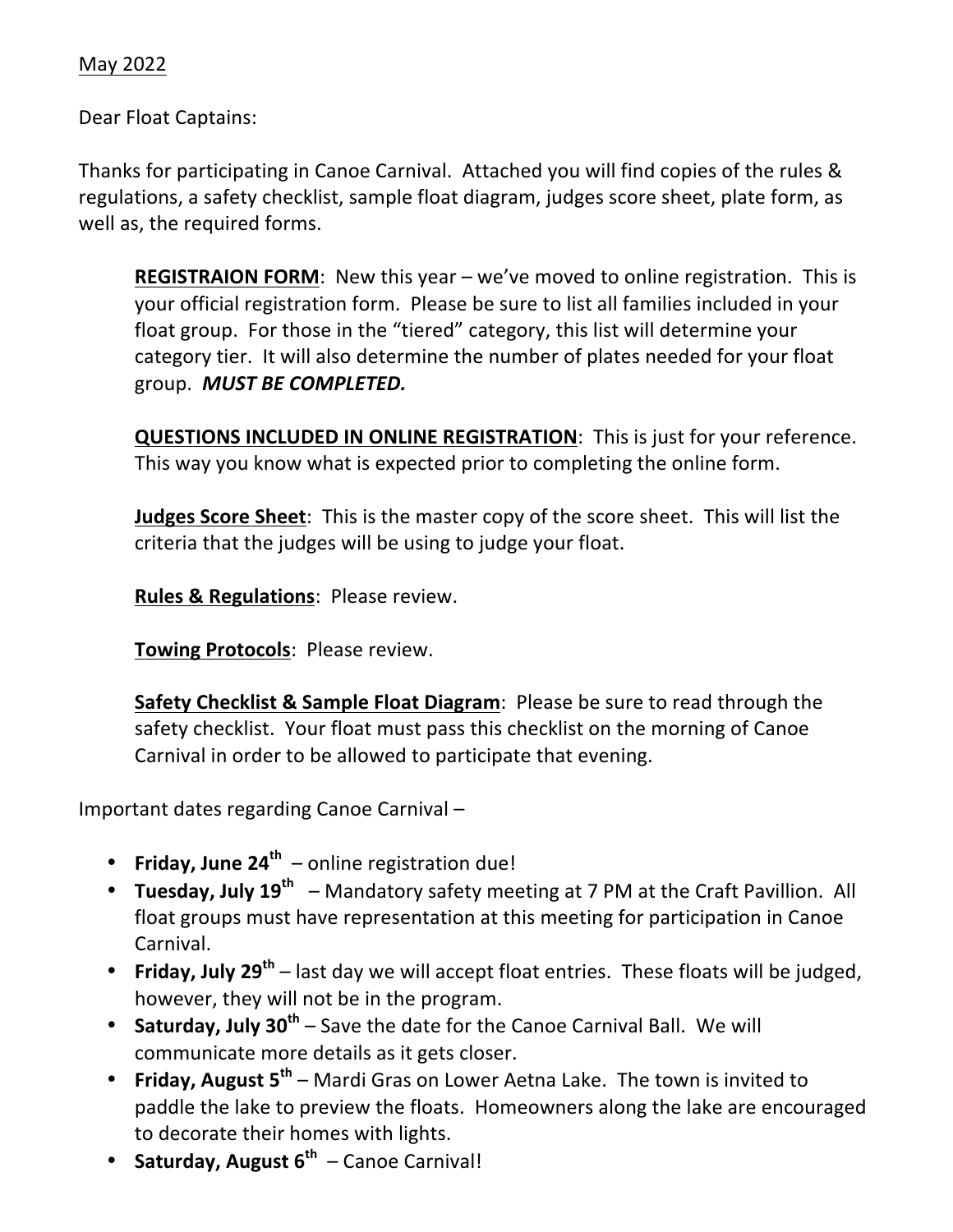<u>May 2022</u>

Dear Float Captains:

Thanks for participating in Canoe Carnival. Attached you will find copies of the rules & regulations, a safety checklist, sample float diagram, judges score sheet, plate form, as well as, the required forms.

> **<u>REGISTRAION FORM</u>**: New this year – we've moved to online registration. This is your official registration form. Please be sure to list all families included in your float group. For those in the "tiered" category, this list will determine your category tier. It will also determine the number of plates needed for your float group. ***MUST BE COMPLETED.***
>
> **<u>QUESTIONS INCLUDED IN ONLINE REGISTRATION</u>**: This is just for your reference. This way you know what is expected prior to completing the online form.
>
> **<u>Judges Score Sheet</u>**: This is the master copy of the score sheet. This will list the criteria that the judges will be using to judge your float.
>
> **<u>Rules & Regulations</u>**: Please review.
>
> **<u>Towing Protocols</u>**: Please review.
>
> **<u>Safety Checklist & Sample Float Diagram</u>**: Please be sure to read through the safety checklist. Your float must pass this checklist on the morning of Canoe Carnival in order to be allowed to participate that evening.

Important dates regarding Canoe Carnival –

- **Friday, June 24th** – online registration due!
- **Tuesday, July 19th** – Mandatory safety meeting at 7 PM at the Craft Pavillion. All float groups must have representation at this meeting for participation in Canoe Carnival.
- **Friday, July 29th** – last day we will accept float entries. These floats will be judged, however, they will not be in the program.
- **Saturday, July 30th** – Save the date for the Canoe Carnival Ball. We will communicate more details as it gets closer.
- **Friday, August 5th** – Mardi Gras on Lower Aetna Lake. The town is invited to paddle the lake to preview the floats. Homeowners along the lake are encouraged to decorate their homes with lights.
- **Saturday, August 6th** – Canoe Carnival!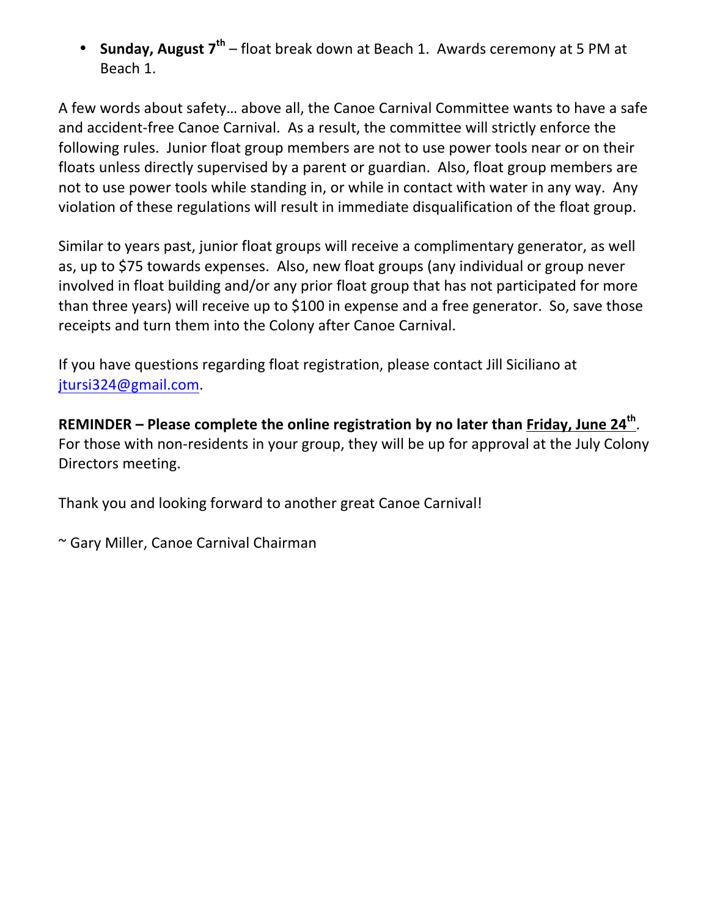- **Sunday, August 7th** – float break down at Beach 1. Awards ceremony at 5 PM at Beach 1.

A few words about safety… above all, the Canoe Carnival Committee wants to have a safe and accident-free Canoe Carnival. As a result, the committee will strictly enforce the following rules. Junior float group members are not to use power tools near or on their floats unless directly supervised by a parent or guardian. Also, float group members are not to use power tools while standing in, or while in contact with water in any way. Any violation of these regulations will result in immediate disqualification of the float group.

Similar to years past, junior float groups will receive a complimentary generator, as well as, up to $75 towards expenses. Also, new float groups (any individual or group never involved in float building and/or any prior float group that has not participated for more than three years) will receive up to $100 in expense and a free generator. So, save those receipts and turn them into the Colony after Canoe Carnival.

If you have questions regarding float registration, please contact Jill Siciliano at jtursi324@gmail.com.

**REMINDER – Please complete the online registration by no later than Friday, June 24th**. For those with non-residents in your group, they will be up for approval at the July Colony Directors meeting.

Thank you and looking forward to another great Canoe Carnival!

~ Gary Miller, Canoe Carnival Chairman